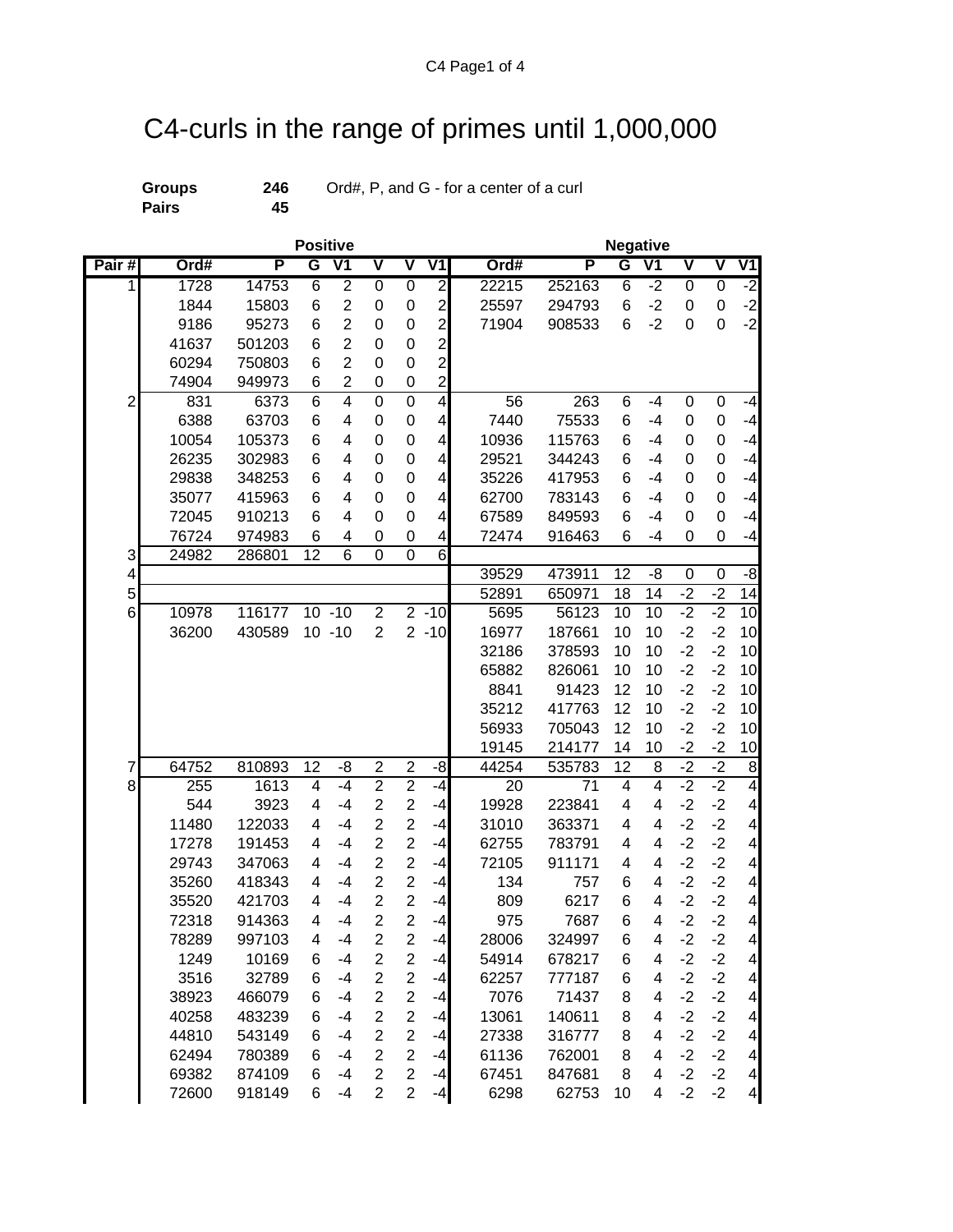# C4-curls in the range of primes until 1,000,000

**Groups** **246** Ord#, P, and G - for a center of a curl
**Pairs** **45**

| | Positive | | | | | | | Negative | | | | | | |
|---|---|---|---|---|---|---|---|---|---|---|---|---|---|---|
| **Pair #** | **Ord#** | **P** | **G** | **V1** | **V** | **V** | **V1** | **Ord#** | **P** | **G** | **V1** | **V** | **V** | **V1** |
| 1 | 1728 | 14753 | 6 | 2 | 0 | 0 | 2 | 22215 | 252163 | 6 | -2 | 0 | 0 | -2 |
| | 1844 | 15803 | 6 | 2 | 0 | 0 | 2 | 25597 | 294793 | 6 | -2 | 0 | 0 | -2 |
| | 9186 | 95273 | 6 | 2 | 0 | 0 | 2 | 71904 | 908533 | 6 | -2 | 0 | 0 | -2 |
| | 41637 | 501203 | 6 | 2 | 0 | 0 | 2 | | | | | | | |
| | 60294 | 750803 | 6 | 2 | 0 | 0 | 2 | | | | | | | |
| | 74904 | 949973 | 6 | 2 | 0 | 0 | 2 | | | | | | | |
| 2 | 831 | 6373 | 6 | 4 | 0 | 0 | 4 | 56 | 263 | 6 | -4 | 0 | 0 | -4 |
| | 6388 | 63703 | 6 | 4 | 0 | 0 | 4 | 7440 | 75533 | 6 | -4 | 0 | 0 | -4 |
| | 10054 | 105373 | 6 | 4 | 0 | 0 | 4 | 10936 | 115763 | 6 | -4 | 0 | 0 | -4 |
| | 26235 | 302983 | 6 | 4 | 0 | 0 | 4 | 29521 | 344243 | 6 | -4 | 0 | 0 | -4 |
| | 29838 | 348253 | 6 | 4 | 0 | 0 | 4 | 35226 | 417953 | 6 | -4 | 0 | 0 | -4 |
| | 35077 | 415963 | 6 | 4 | 0 | 0 | 4 | 62700 | 783143 | 6 | -4 | 0 | 0 | -4 |
| | 72045 | 910213 | 6 | 4 | 0 | 0 | 4 | 67589 | 849593 | 6 | -4 | 0 | 0 | -4 |
| | 76724 | 974983 | 6 | 4 | 0 | 0 | 4 | 72474 | 916463 | 6 | -4 | 0 | 0 | -4 |
| 3 | 24982 | 286801 | 12 | 6 | 0 | 0 | 6 | | | | | | | |
| 4 | | | | | | | | 39529 | 473911 | 12 | -8 | 0 | 0 | -8 |
| 5 | | | | | | | | 52891 | 650971 | 18 | 14 | -2 | -2 | 14 |
| 6 | 10978 | 116177 | 10 | -10 | 2 | 2 | -10 | 5695 | 56123 | 10 | 10 | -2 | -2 | 10 |
| | 36200 | 430589 | 10 | -10 | 2 | 2 | -10 | 16977 | 187661 | 10 | 10 | -2 | -2 | 10 |
| | | | | | | | | 32186 | 378593 | 10 | 10 | -2 | -2 | 10 |
| | | | | | | | | 65882 | 826061 | 10 | 10 | -2 | -2 | 10 |
| | | | | | | | | 8841 | 91423 | 12 | 10 | -2 | -2 | 10 |
| | | | | | | | | 35212 | 417763 | 12 | 10 | -2 | -2 | 10 |
| | | | | | | | | 56933 | 705043 | 12 | 10 | -2 | -2 | 10 |
| | | | | | | | | 19145 | 214177 | 14 | 10 | -2 | -2 | 10 |
| 7 | 64752 | 810893 | 12 | -8 | 2 | 2 | -8 | 44254 | 535783 | 12 | 8 | -2 | -2 | 8 |
| 8 | 255 | 1613 | 4 | -4 | 2 | 2 | -4 | 20 | 71 | 4 | 4 | -2 | -2 | 4 |
| | 544 | 3923 | 4 | -4 | 2 | 2 | -4 | 19928 | 223841 | 4 | 4 | -2 | -2 | 4 |
| | 11480 | 122033 | 4 | -4 | 2 | 2 | -4 | 31010 | 363371 | 4 | 4 | -2 | -2 | 4 |
| | 17278 | 191453 | 4 | -4 | 2 | 2 | -4 | 62755 | 783791 | 4 | 4 | -2 | -2 | 4 |
| | 29743 | 347063 | 4 | -4 | 2 | 2 | -4 | 72105 | 911171 | 4 | 4 | -2 | -2 | 4 |
| | 35260 | 418343 | 4 | -4 | 2 | 2 | -4 | 134 | 757 | 6 | 4 | -2 | -2 | 4 |
| | 35520 | 421703 | 4 | -4 | 2 | 2 | -4 | 809 | 6217 | 6 | 4 | -2 | -2 | 4 |
| | 72318 | 914363 | 4 | -4 | 2 | 2 | -4 | 975 | 7687 | 6 | 4 | -2 | -2 | 4 |
| | 78289 | 997103 | 4 | -4 | 2 | 2 | -4 | 28006 | 324997 | 6 | 4 | -2 | -2 | 4 |
| | 1249 | 10169 | 6 | -4 | 2 | 2 | -4 | 54914 | 678217 | 6 | 4 | -2 | -2 | 4 |
| | 3516 | 32789 | 6 | -4 | 2 | 2 | -4 | 62257 | 777187 | 6 | 4 | -2 | -2 | 4 |
| | 38923 | 466079 | 6 | -4 | 2 | 2 | -4 | 7076 | 71437 | 8 | 4 | -2 | -2 | 4 |
| | 40258 | 483239 | 6 | -4 | 2 | 2 | -4 | 13061 | 140611 | 8 | 4 | -2 | -2 | 4 |
| | 44810 | 543149 | 6 | -4 | 2 | 2 | -4 | 27338 | 316777 | 8 | 4 | -2 | -2 | 4 |
| | 62494 | 780389 | 6 | -4 | 2 | 2 | -4 | 61136 | 762001 | 8 | 4 | -2 | -2 | 4 |
| | 69382 | 874109 | 6 | -4 | 2 | 2 | -4 | 67451 | 847681 | 8 | 4 | -2 | -2 | 4 |
| | 72600 | 918149 | 6 | -4 | 2 | 2 | -4 | 6298 | 62753 | 10 | 4 | -2 | -2 | 4 |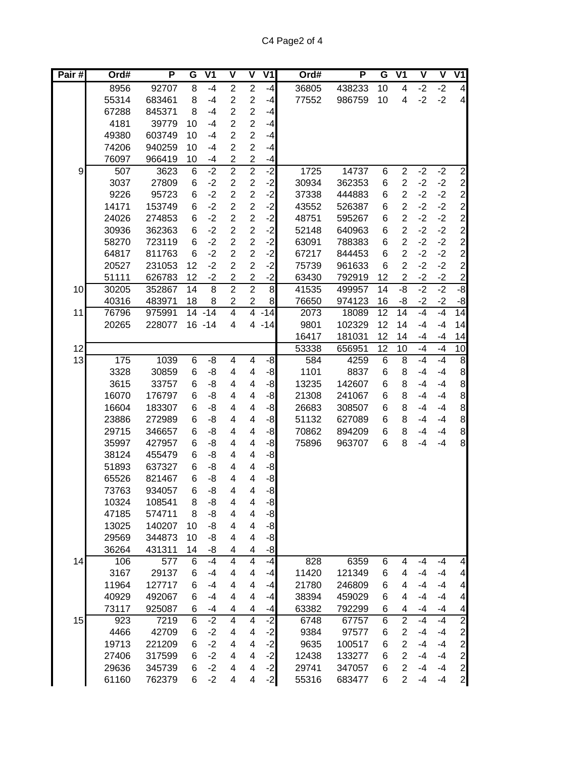| Pair # | Ord# | P | G | V1 | V | V | V1 | Ord# | P | G | V1 | V | V | V1 |
|---|---|---|---|---|---|---|---|---|---|---|---|---|---|---|
| | 8956 | 92707 | 8 | -4 | 2 | 2 | -4 | 36805 | 438233 | 10 | 4 | -2 | -2 | 4 |
| | 55314 | 683461 | 8 | -4 | 2 | 2 | -4 | 77552 | 986759 | 10 | 4 | -2 | -2 | 4 |
| | 67288 | 845371 | 8 | -4 | 2 | 2 | -4 | | | | | | | |
| | 4181 | 39779 | 10 | -4 | 2 | 2 | -4 | | | | | | | |
| | 49380 | 603749 | 10 | -4 | 2 | 2 | -4 | | | | | | | |
| | 74206 | 940259 | 10 | -4 | 2 | 2 | -4 | | | | | | | |
| | 76097 | 966419 | 10 | -4 | 2 | 2 | -4 | | | | | | | |
| 9 | 507 | 3623 | 6 | -2 | 2 | 2 | -2 | 1725 | 14737 | 6 | 2 | -2 | -2 | 2 |
| | 3037 | 27809 | 6 | -2 | 2 | 2 | -2 | 30934 | 362353 | 6 | 2 | -2 | -2 | 2 |
| | 9226 | 95723 | 6 | -2 | 2 | 2 | -2 | 37338 | 444883 | 6 | 2 | -2 | -2 | 2 |
| | 14171 | 153749 | 6 | -2 | 2 | 2 | -2 | 43552 | 526387 | 6 | 2 | -2 | -2 | 2 |
| | 24026 | 274853 | 6 | -2 | 2 | 2 | -2 | 48751 | 595267 | 6 | 2 | -2 | -2 | 2 |
| | 30936 | 362363 | 6 | -2 | 2 | 2 | -2 | 52148 | 640963 | 6 | 2 | -2 | -2 | 2 |
| | 58270 | 723119 | 6 | -2 | 2 | 2 | -2 | 63091 | 788383 | 6 | 2 | -2 | -2 | 2 |
| | 64817 | 811763 | 6 | -2 | 2 | 2 | -2 | 67217 | 844453 | 6 | 2 | -2 | -2 | 2 |
| | 20527 | 231053 | 12 | -2 | 2 | 2 | -2 | 75739 | 961633 | 6 | 2 | -2 | -2 | 2 |
| | 51111 | 626783 | 12 | -2 | 2 | 2 | -2 | 63430 | 792919 | 12 | 2 | -2 | -2 | 2 |
| 10 | 30205 | 352867 | 14 | 8 | 2 | 2 | 8 | 41535 | 499957 | 14 | -8 | -2 | -2 | -8 |
| | 40316 | 483971 | 18 | 8 | 2 | 2 | 8 | 76650 | 974123 | 16 | -8 | -2 | -2 | -8 |
| 11 | 76796 | 975991 | 14 | -14 | 4 | 4 | -14 | 2073 | 18089 | 12 | 14 | -4 | -4 | 14 |
| | 20265 | 228077 | 16 | -14 | 4 | 4 | -14 | 9801 | 102329 | 12 | 14 | -4 | -4 | 14 |
| | | | | | | | | 16417 | 181031 | 12 | 14 | -4 | -4 | 14 |
| 12 | | | | | | | | 53338 | 656951 | 12 | 10 | -4 | -4 | 10 |
| 13 | 175 | 1039 | 6 | -8 | 4 | 4 | -8 | 584 | 4259 | 6 | 8 | -4 | -4 | 8 |
| | 3328 | 30859 | 6 | -8 | 4 | 4 | -8 | 1101 | 8837 | 6 | 8 | -4 | -4 | 8 |
| | 3615 | 33757 | 6 | -8 | 4 | 4 | -8 | 13235 | 142607 | 6 | 8 | -4 | -4 | 8 |
| | 16070 | 176797 | 6 | -8 | 4 | 4 | -8 | 21308 | 241067 | 6 | 8 | -4 | -4 | 8 |
| | 16604 | 183307 | 6 | -8 | 4 | 4 | -8 | 26683 | 308507 | 6 | 8 | -4 | -4 | 8 |
| | 23886 | 272989 | 6 | -8 | 4 | 4 | -8 | 51132 | 627089 | 6 | 8 | -4 | -4 | 8 |
| | 29715 | 346657 | 6 | -8 | 4 | 4 | -8 | 70862 | 894209 | 6 | 8 | -4 | -4 | 8 |
| | 35997 | 427957 | 6 | -8 | 4 | 4 | -8 | 75896 | 963707 | 6 | 8 | -4 | -4 | 8 |
| | 38124 | 455479 | 6 | -8 | 4 | 4 | -8 | | | | | | | |
| | 51893 | 637327 | 6 | -8 | 4 | 4 | -8 | | | | | | | |
| | 65526 | 821467 | 6 | -8 | 4 | 4 | -8 | | | | | | | |
| | 73763 | 934057 | 6 | -8 | 4 | 4 | -8 | | | | | | | |
| | 10324 | 108541 | 8 | -8 | 4 | 4 | -8 | | | | | | | |
| | 47185 | 574711 | 8 | -8 | 4 | 4 | -8 | | | | | | | |
| | 13025 | 140207 | 10 | -8 | 4 | 4 | -8 | | | | | | | |
| | 29569 | 344873 | 10 | -8 | 4 | 4 | -8 | | | | | | | |
| | 36264 | 431311 | 14 | -8 | 4 | 4 | -8 | | | | | | | |
| 14 | 106 | 577 | 6 | -4 | 4 | 4 | -4 | 828 | 6359 | 6 | 4 | -4 | -4 | 4 |
| | 3167 | 29137 | 6 | -4 | 4 | 4 | -4 | 11420 | 121349 | 6 | 4 | -4 | -4 | 4 |
| | 11964 | 127717 | 6 | -4 | 4 | 4 | -4 | 21780 | 246809 | 6 | 4 | -4 | -4 | 4 |
| | 40929 | 492067 | 6 | -4 | 4 | 4 | -4 | 38394 | 459029 | 6 | 4 | -4 | -4 | 4 |
| | 73117 | 925087 | 6 | -4 | 4 | 4 | -4 | 63382 | 792299 | 6 | 4 | -4 | -4 | 4 |
| 15 | 923 | 7219 | 6 | -2 | 4 | 4 | -2 | 6748 | 67757 | 6 | 2 | -4 | -4 | 2 |
| | 4466 | 42709 | 6 | -2 | 4 | 4 | -2 | 9384 | 97577 | 6 | 2 | -4 | -4 | 2 |
| | 19713 | 221209 | 6 | -2 | 4 | 4 | -2 | 9635 | 100517 | 6 | 2 | -4 | -4 | 2 |
| | 27406 | 317599 | 6 | -2 | 4 | 4 | -2 | 12438 | 133277 | 6 | 2 | -4 | -4 | 2 |
| | 29636 | 345739 | 6 | -2 | 4 | 4 | -2 | 29741 | 347057 | 6 | 2 | -4 | -4 | 2 |
| | 61160 | 762379 | 6 | -2 | 4 | 4 | -2 | 55316 | 683477 | 6 | 2 | -4 | -4 | 2 |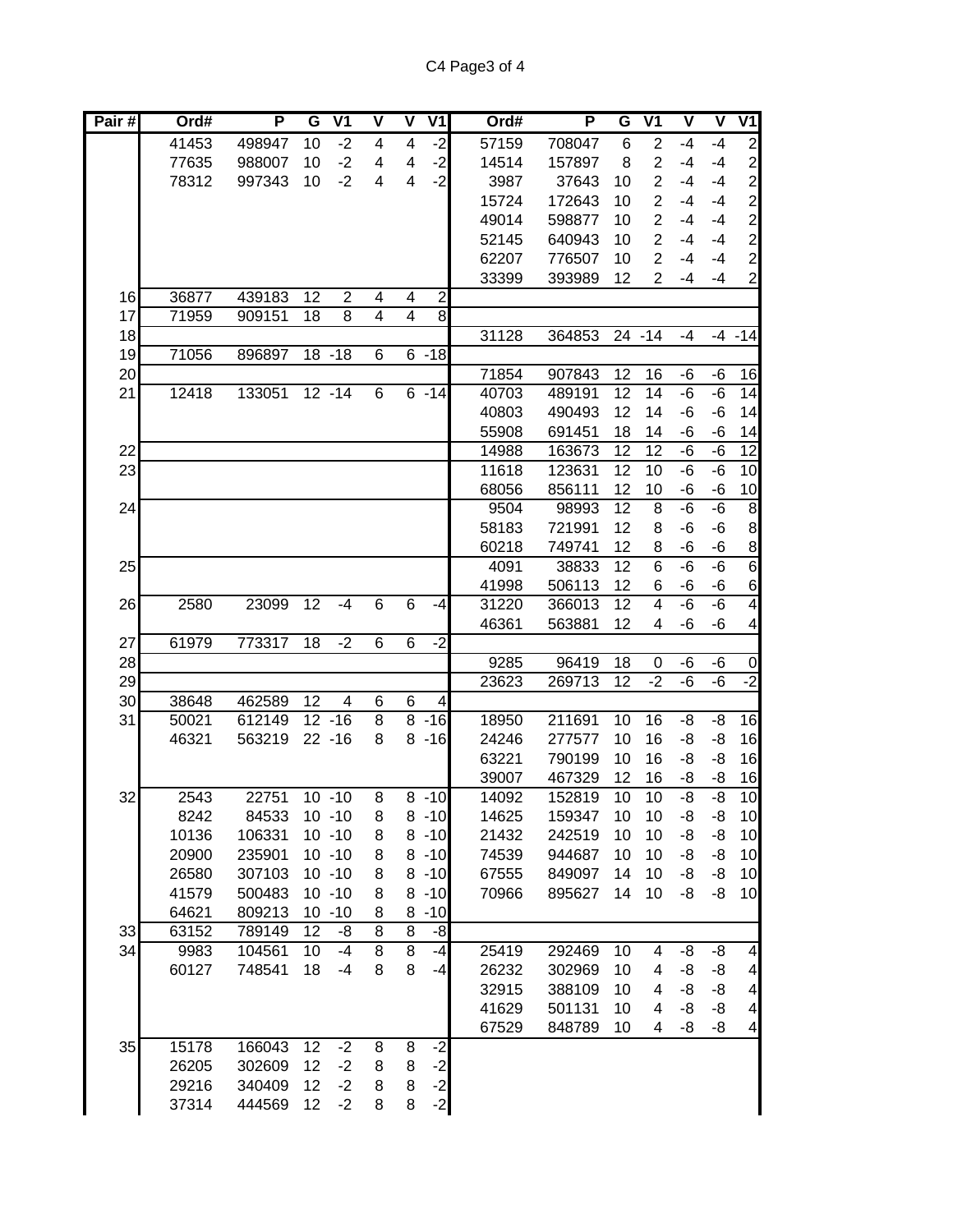| Pair # | Ord# | P | G | V1 | V | V | V1 | Ord# | P | G | V1 | V | V | V1 |
|---|---|---|---|---|---|---|---|---|---|---|---|---|---|---|
| | 41453 | 498947 | 10 | -2 | 4 | 4 | -2 | 57159 | 708047 | 6 | 2 | -4 | -4 | 2 |
| | 77635 | 988007 | 10 | -2 | 4 | 4 | -2 | 14514 | 157897 | 8 | 2 | -4 | -4 | 2 |
| | 78312 | 997343 | 10 | -2 | 4 | 4 | -2 | 3987 | 37643 | 10 | 2 | -4 | -4 | 2 |
| | | | | | | | | 15724 | 172643 | 10 | 2 | -4 | -4 | 2 |
| | | | | | | | | 49014 | 598877 | 10 | 2 | -4 | -4 | 2 |
| | | | | | | | | 52145 | 640943 | 10 | 2 | -4 | -4 | 2 |
| | | | | | | | | 62207 | 776507 | 10 | 2 | -4 | -4 | 2 |
| | | | | | | | | 33399 | 393989 | 12 | 2 | -4 | -4 | 2 |
| 16 | 36877 | 439183 | 12 | 2 | 4 | 4 | 2 | | | | | | | |
| 17 | 71959 | 909151 | 18 | 8 | 4 | 4 | 8 | | | | | | | |
| 18 | | | | | | | | 31128 | 364853 | 24 | -14 | -4 | -4 | -14 |
| 19 | 71056 | 896897 | 18 | -18 | 6 | 6 | -18 | | | | | | | |
| 20 | | | | | | | | 71854 | 907843 | 12 | 16 | -6 | -6 | 16 |
| 21 | 12418 | 133051 | 12 | -14 | 6 | 6 | -14 | 40703 | 489191 | 12 | 14 | -6 | -6 | 14 |
| | | | | | | | | 40803 | 490493 | 12 | 14 | -6 | -6 | 14 |
| | | | | | | | | 55908 | 691451 | 18 | 14 | -6 | -6 | 14 |
| 22 | | | | | | | | 14988 | 163673 | 12 | 12 | -6 | -6 | 12 |
| 23 | | | | | | | | 11618 | 123631 | 12 | 10 | -6 | -6 | 10 |
| | | | | | | | | 68056 | 856111 | 12 | 10 | -6 | -6 | 10 |
| 24 | | | | | | | | 9504 | 98993 | 12 | 8 | -6 | -6 | 8 |
| | | | | | | | | 58183 | 721991 | 12 | 8 | -6 | -6 | 8 |
| | | | | | | | | 60218 | 749741 | 12 | 8 | -6 | -6 | 8 |
| 25 | | | | | | | | 4091 | 38833 | 12 | 6 | -6 | -6 | 6 |
| | | | | | | | | 41998 | 506113 | 12 | 6 | -6 | -6 | 6 |
| 26 | 2580 | 23099 | 12 | -4 | 6 | 6 | -4 | 31220 | 366013 | 12 | 4 | -6 | -6 | 4 |
| | | | | | | | | 46361 | 563881 | 12 | 4 | -6 | -6 | 4 |
| 27 | 61979 | 773317 | 18 | -2 | 6 | 6 | -2 | | | | | | | |
| 28 | | | | | | | | 9285 | 96419 | 18 | 0 | -6 | -6 | 0 |
| 29 | | | | | | | | 23623 | 269713 | 12 | -2 | -6 | -6 | -2 |
| 30 | 38648 | 462589 | 12 | 4 | 6 | 6 | 4 | | | | | | | |
| 31 | 50021 | 612149 | 12 | -16 | 8 | 8 | -16 | 18950 | 211691 | 10 | 16 | -8 | -8 | 16 |
| | 46321 | 563219 | 22 | -16 | 8 | 8 | -16 | 24246 | 277577 | 10 | 16 | -8 | -8 | 16 |
| | | | | | | | | 63221 | 790199 | 10 | 16 | -8 | -8 | 16 |
| | | | | | | | | 39007 | 467329 | 12 | 16 | -8 | -8 | 16 |
| 32 | 2543 | 22751 | 10 | -10 | 8 | 8 | -10 | 14092 | 152819 | 10 | 10 | -8 | -8 | 10 |
| | 8242 | 84533 | 10 | -10 | 8 | 8 | -10 | 14625 | 159347 | 10 | 10 | -8 | -8 | 10 |
| | 10136 | 106331 | 10 | -10 | 8 | 8 | -10 | 21432 | 242519 | 10 | 10 | -8 | -8 | 10 |
| | 20900 | 235901 | 10 | -10 | 8 | 8 | -10 | 74539 | 944687 | 10 | 10 | -8 | -8 | 10 |
| | 26580 | 307103 | 10 | -10 | 8 | 8 | -10 | 67555 | 849097 | 14 | 10 | -8 | -8 | 10 |
| | 41579 | 500483 | 10 | -10 | 8 | 8 | -10 | 70966 | 895627 | 14 | 10 | -8 | -8 | 10 |
| | 64621 | 809213 | 10 | -10 | 8 | 8 | -10 | | | | | | | |
| 33 | 63152 | 789149 | 12 | -8 | 8 | 8 | -8 | | | | | | | |
| 34 | 9983 | 104561 | 10 | -4 | 8 | 8 | -4 | 25419 | 292469 | 10 | 4 | -8 | -8 | 4 |
| | 60127 | 748541 | 18 | -4 | 8 | 8 | -4 | 26232 | 302969 | 10 | 4 | -8 | -8 | 4 |
| | | | | | | | | 32915 | 388109 | 10 | 4 | -8 | -8 | 4 |
| | | | | | | | | 41629 | 501131 | 10 | 4 | -8 | -8 | 4 |
| | | | | | | | | 67529 | 848789 | 10 | 4 | -8 | -8 | 4 |
| 35 | 15178 | 166043 | 12 | -2 | 8 | 8 | -2 | | | | | | | |
| | 26205 | 302609 | 12 | -2 | 8 | 8 | -2 | | | | | | | |
| | 29216 | 340409 | 12 | -2 | 8 | 8 | -2 | | | | | | | |
| | 37314 | 444569 | 12 | -2 | 8 | 8 | -2 | | | | | | | |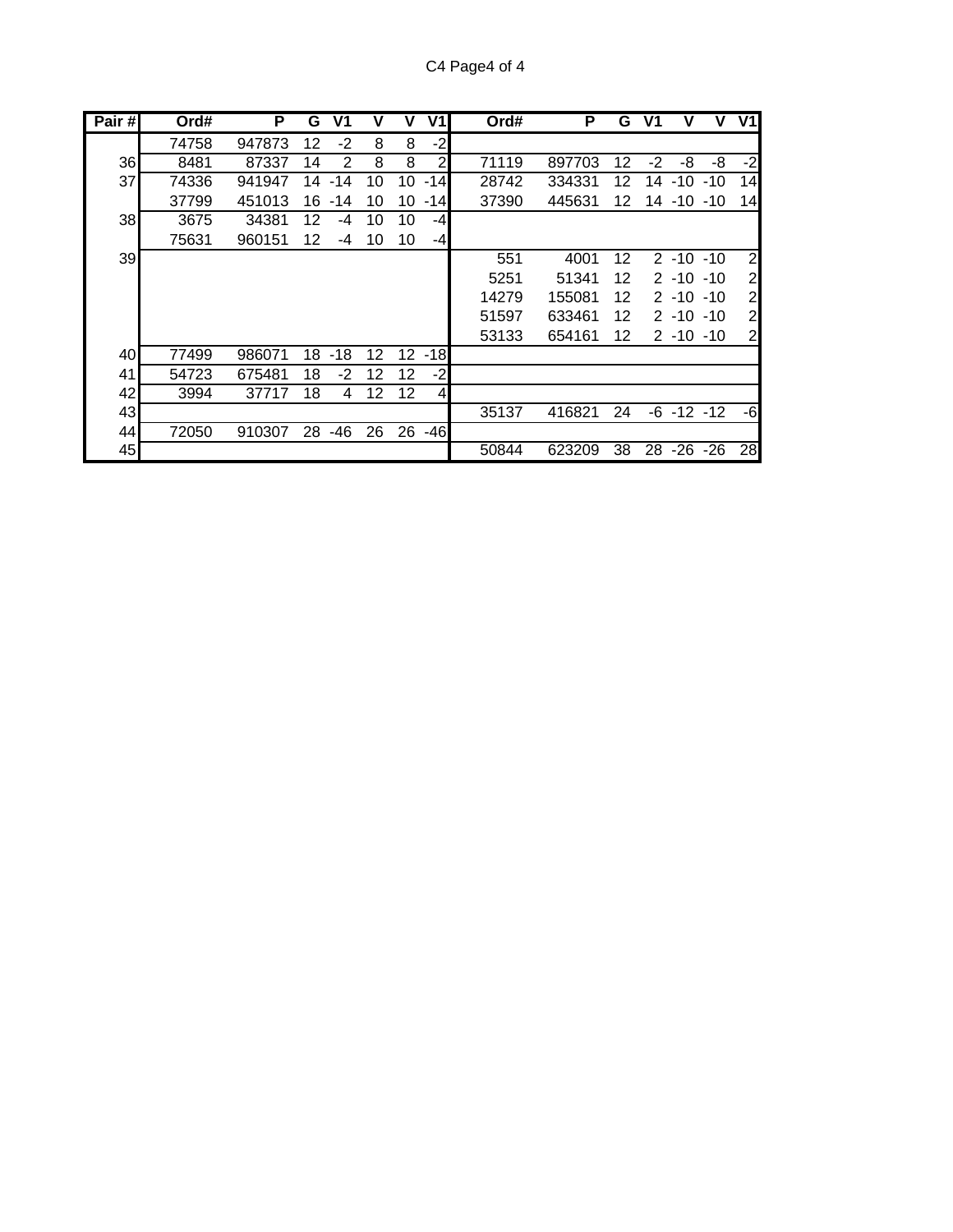| Pair # | Ord# | P | G | V1 | V | V | V1 | Ord# | P | G | V1 | V | V | V1 |
|---|---|---|---|---|---|---|---|---|---|---|---|---|---|---|
| | 74758 | 947873 | 12 | -2 | 8 | 8 | -2 | | | | | | | |
| 36 | 8481 | 87337 | 14 | 2 | 8 | 8 | 2 | 71119 | 897703 | 12 | -2 | -8 | -8 | -2 |
| 37 | 74336 | 941947 | 14 | -14 | 10 | 10 | -14 | 28742 | 334331 | 12 | 14 | -10 | -10 | 14 |
| | 37799 | 451013 | 16 | -14 | 10 | 10 | -14 | 37390 | 445631 | 12 | 14 | -10 | -10 | 14 |
| 38 | 3675 | 34381 | 12 | -4 | 10 | 10 | -4 | | | | | | | |
| | 75631 | 960151 | 12 | -4 | 10 | 10 | -4 | | | | | | | |
| 39 | | | | | | | | 551 | 4001 | 12 | 2 | -10 | -10 | 2 |
| | | | | | | | | 5251 | 51341 | 12 | 2 | -10 | -10 | 2 |
| | | | | | | | | 14279 | 155081 | 12 | 2 | -10 | -10 | 2 |
| | | | | | | | | 51597 | 633461 | 12 | 2 | -10 | -10 | 2 |
| | | | | | | | | 53133 | 654161 | 12 | 2 | -10 | -10 | 2 |
| 40 | 77499 | 986071 | 18 | -18 | 12 | 12 | -18 | | | | | | | |
| 41 | 54723 | 675481 | 18 | -2 | 12 | 12 | -2 | | | | | | | |
| 42 | 3994 | 37717 | 18 | 4 | 12 | 12 | 4 | | | | | | | |
| 43 | | | | | | | | 35137 | 416821 | 24 | -6 | -12 | -12 | -6 |
| 44 | 72050 | 910307 | 28 | -46 | 26 | 26 | -46 | | | | | | | |
| 45 | | | | | | | | 50844 | 623209 | 38 | 28 | -26 | -26 | 28 |